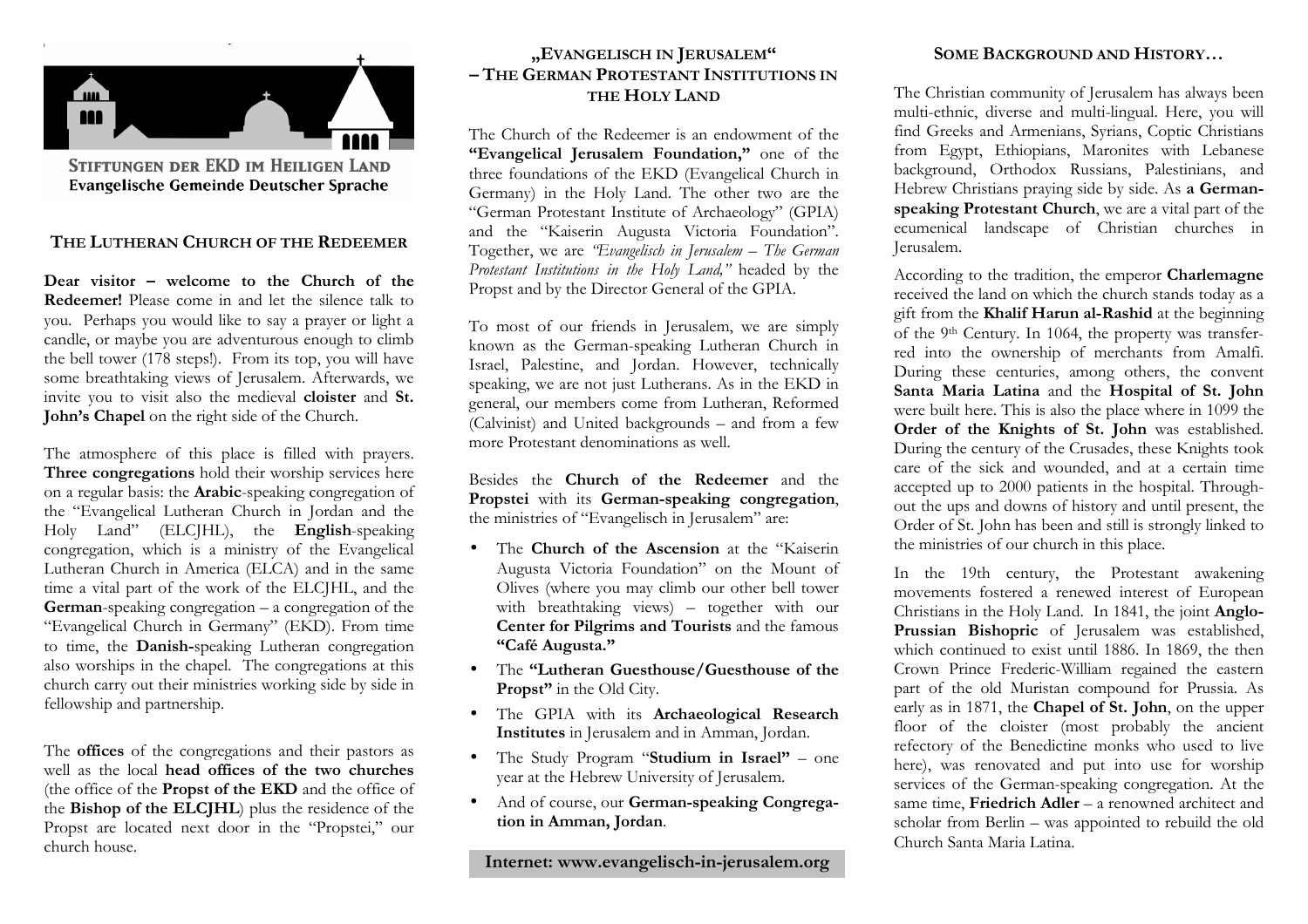STIFTUNGEN DER EKD IM HEILIGEN LAND
Evangelische Gemeinde Deutscher Sprache

## THE LUTHERAN CHURCH OF THE REDEEMER

**Dear visitor – welcome to the Church of the Redeemer!** Please come in and let the silence talk to you. Perhaps you would like to say a prayer or light a candle, or maybe you are adventurous enough to climb the bell tower (178 steps!). From its top, you will have some breathtaking views of Jerusalem. Afterwards, we invite you to visit also the medieval **cloister** and **St. John's Chapel** on the right side of the Church.

The atmosphere of this place is filled with prayers. **Three congregations** hold their worship services here on a regular basis: the **Arabic**-speaking congregation of the "Evangelical Lutheran Church in Jordan and the Holy Land" (ELCJHL), the **English**-speaking congregation, which is a ministry of the Evangelical Lutheran Church in America (ELCA) and in the same time a vital part of the work of the ELCJHL, and the **German**-speaking congregation – a congregation of the "Evangelical Church in Germany" (EKD). From time to time, the **Danish-**speaking Lutheran congregation also worships in the chapel. The congregations at this church carry out their ministries working side by side in fellowship and partnership.

The **offices** of the congregations and their pastors as well as the local **head offices of the two churches** (the office of the **Propst of the EKD** and the office of the **Bishop of the ELCJHL**) plus the residence of the Propst are located next door in the "Propstei," our church house.

## „EVANGELISCH IN JERUSALEM" – THE GERMAN PROTESTANT INSTITUTIONS IN THE HOLY LAND

The Church of the Redeemer is an endowment of the **"Evangelical Jerusalem Foundation,"** one of the three foundations of the EKD (Evangelical Church in Germany) in the Holy Land. The other two are the "German Protestant Institute of Archaeology" (GPIA) and the "Kaiserin Augusta Victoria Foundation". Together, we are *"Evangelisch in Jerusalem – The German Protestant Institutions in the Holy Land,"* headed by the Propst and by the Director General of the GPIA.

To most of our friends in Jerusalem, we are simply known as the German-speaking Lutheran Church in Israel, Palestine, and Jordan. However, technically speaking, we are not just Lutherans. As in the EKD in general, our members come from Lutheran, Reformed (Calvinist) and United backgrounds – and from a few more Protestant denominations as well.

Besides the **Church of the Redeemer** and the **Propstei** with its **German-speaking congregation**, the ministries of "Evangelisch in Jerusalem" are:

- The **Church of the Ascension** at the "Kaiserin Augusta Victoria Foundation" on the Mount of Olives (where you may climb our other bell tower with breathtaking views) – together with our **Center for Pilgrims and Tourists** and the famous **"Café Augusta."**
- The **"Lutheran Guesthouse/Guesthouse of the Propst"** in the Old City.
- The GPIA with its **Archaeological Research Institutes** in Jerusalem and in Amman, Jordan.
- The Study Program "**Studium in Israel"** – one year at the Hebrew University of Jerusalem.
- And of course, our **German-speaking Congregation in Amman, Jordan**.

**Internet: www.evangelisch-in-jerusalem.org**

## SOME BACKGROUND AND HISTORY…

The Christian community of Jerusalem has always been multi-ethnic, diverse and multi-lingual. Here, you will find Greeks and Armenians, Syrians, Coptic Christians from Egypt, Ethiopians, Maronites with Lebanese background, Orthodox Russians, Palestinians, and Hebrew Christians praying side by side. As **a German-speaking Protestant Church**, we are a vital part of the ecumenical landscape of Christian churches in Jerusalem.

According to the tradition, the emperor **Charlemagne** received the land on which the church stands today as a gift from the **Khalif Harun al-Rashid** at the beginning of the 9th Century. In 1064, the property was transferred into the ownership of merchants from Amalfi. During these centuries, among others, the convent **Santa Maria Latina** and the **Hospital of St. John** were built here. This is also the place where in 1099 the **Order of the Knights of St. John** was established. During the century of the Crusades, these Knights took care of the sick and wounded, and at a certain time accepted up to 2000 patients in the hospital. Throughout the ups and downs of history and until present, the Order of St. John has been and still is strongly linked to the ministries of our church in this place.

In the 19th century, the Protestant awakening movements fostered a renewed interest of European Christians in the Holy Land. In 1841, the joint **Anglo-Prussian Bishopric** of Jerusalem was established, which continued to exist until 1886. In 1869, the then Crown Prince Frederic-William regained the eastern part of the old Muristan compound for Prussia. As early as in 1871, the **Chapel of St. John**, on the upper floor of the cloister (most probably the ancient refectory of the Benedictine monks who used to live here), was renovated and put into use for worship services of the German-speaking congregation. At the same time, **Friedrich Adler** – a renowned architect and scholar from Berlin – was appointed to rebuild the old Church Santa Maria Latina.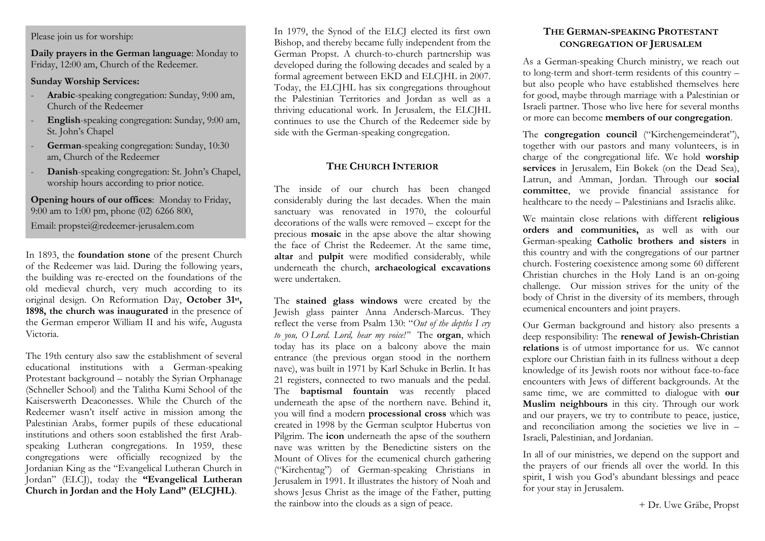Please join us for worship:

**Daily prayers in the German language**: Monday to Friday, 12:00 am, Church of the Redeemer.

**Sunday Worship Services:**

- **Arabic**-speaking congregation: Sunday, 9:00 am, Church of the Redeemer
- **English**-speaking congregation: Sunday, 9:00 am, St. John's Chapel
- **German**-speaking congregation: Sunday, 10:30 am, Church of the Redeemer
- **Danish**-speaking congregation: St. John's Chapel, worship hours according to prior notice.

**Opening hours of our offices**: Monday to Friday, 9:00 am to 1:00 pm, phone (02) 6266 800,

Email: propstei@redeemer-jerusalem.com

In 1893, the **foundation stone** of the present Church of the Redeemer was laid. During the following years, the building was re-erected on the foundations of the old medieval church, very much according to its original design. On Reformation Day, **October 31st, 1898, the church was inaugurated** in the presence of the German emperor William II and his wife, Augusta Victoria.

The 19th century also saw the establishment of several educational institutions with a German-speaking Protestant background – notably the Syrian Orphanage (Schneller School) and the Talitha Kumi School of the Kaiserswerth Deaconesses. While the Church of the Redeemer wasn't itself active in mission among the Palestinian Arabs, former pupils of these educational institutions and others soon established the first Arab-speaking Lutheran congregations. In 1959, these congregations were officially recognized by the Jordanian King as the "Evangelical Lutheran Church in Jordan" (ELCJ), today the **"Evangelical Lutheran Church in Jordan and the Holy Land" (ELCJHL)**.

In 1979, the Synod of the ELCJ elected its first own Bishop, and thereby became fully independent from the German Propst. A church-to-church partnership was developed during the following decades and sealed by a formal agreement between EKD and ELCJHL in 2007. Today, the ELCJHL has six congregations throughout the Palestinian Territories and Jordan as well as a thriving educational work. In Jerusalem, the ELCJHL continues to use the Church of the Redeemer side by side with the German-speaking congregation.

## THE CHURCH INTERIOR

The inside of our church has been changed considerably during the last decades. When the main sanctuary was renovated in 1970, the colourful decorations of the walls were removed – except for the precious **mosaic** in the apse above the altar showing the face of Christ the Redeemer. At the same time, **altar** and **pulpit** were modified considerably, while underneath the church, **archaeological excavations** were undertaken.

The **stained glass windows** were created by the Jewish glass painter Anna Andersch-Marcus. They reflect the verse from Psalm 130: "*Out of the depths I cry to you, O Lord. Lord, hear my voice!*" The **organ**, which today has its place on a balcony above the main entrance (the previous organ stood in the northern nave), was built in 1971 by Karl Schuke in Berlin. It has 21 registers, connected to two manuals and the pedal. The **baptismal fountain** was recently placed underneath the apse of the northern nave. Behind it, you will find a modern **processional cross** which was created in 1998 by the German sculptor Hubertus von Pilgrim. The **icon** underneath the apse of the southern nave was written by the Benedictine sisters on the Mount of Olives for the ecumenical church gathering ("Kirchentag") of German-speaking Christians in Jerusalem in 1991. It illustrates the history of Noah and shows Jesus Christ as the image of the Father, putting the rainbow into the clouds as a sign of peace.

## THE GERMAN-SPEAKING PROTESTANT CONGREGATION OF JERUSALEM

As a German-speaking Church ministry, we reach out to long-term and short-term residents of this country – but also people who have established themselves here for good, maybe through marriage with a Palestinian or Israeli partner. Those who live here for several months or more can become **members of our congregation**.

The **congregation council** ("Kirchengemeinderat"), together with our pastors and many volunteers, is in charge of the congregational life. We hold **worship services** in Jerusalem, Ein Bokek (on the Dead Sea), Latrun, and Amman, Jordan. Through our **social committee**, we provide financial assistance for healthcare to the needy – Palestinians and Israelis alike.

We maintain close relations with different **religious orders and communities,** as well as with our German-speaking **Catholic brothers and sisters** in this country and with the congregations of our partner church. Fostering coexistence among some 60 different Christian churches in the Holy Land is an on-going challenge. Our mission strives for the unity of the body of Christ in the diversity of its members, through ecumenical encounters and joint prayers.

Our German background and history also presents a deep responsibility: The **renewal of Jewish-Christian relations** is of utmost importance for us. We cannot explore our Christian faith in its fullness without a deep knowledge of its Jewish roots nor without face-to-face encounters with Jews of different backgrounds. At the same time, we are committed to dialogue with **our Muslim neighbours** in this city. Through our work and our prayers, we try to contribute to peace, justice, and reconciliation among the societies we live in – Israeli, Palestinian, and Jordanian.

In all of our ministries, we depend on the support and the prayers of our friends all over the world. In this spirit, I wish you God's abundant blessings and peace for your stay in Jerusalem.

+ Dr. Uwe Gräbe, Propst